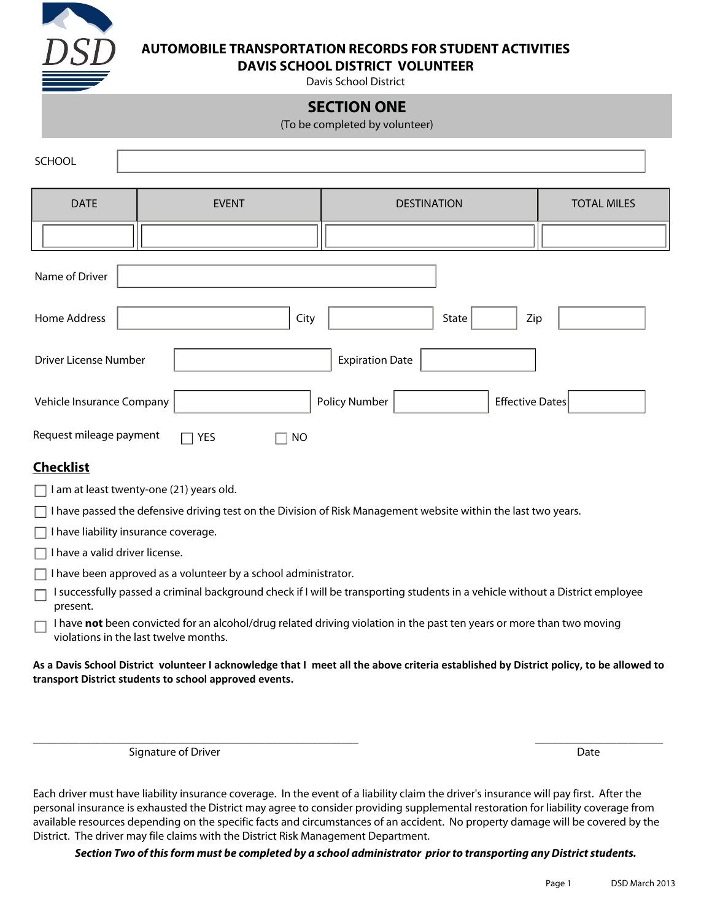# AUTOMOBILE TRANSPORTATION RECORDS FOR STUDENT ACTIVITIES
## DAVIS SCHOOL DISTRICT VOLUNTEER

Davis School District

## SECTION ONE

(To be completed by volunteer)

SCHOOL

| DATE | EVENT | DESTINATION | TOTAL MILES |
|---|---|---|---|
| | | | |

Name of Driver

Home Address City State Zip

Driver License Number Expiration Date

Vehicle Insurance Company Policy Number Effective Dates

Request mileage payment ☐ YES ☐ NO

### Checklist

- ☐ I am at least twenty-one (21) years old.
- ☐ I have passed the defensive driving test on the Division of Risk Management website within the last two years.
- ☐ I have liability insurance coverage.
- ☐ I have a valid driver license.
- ☐ I have been approved as a volunteer by a school administrator.
- ☐ I successfully passed a criminal background check if I will be transporting students in a vehicle without a District employee present.
- ☐ I have **not** been convicted for an alcohol/drug related driving violation in the past ten years or more than two moving violations in the last twelve months.

**As a Davis School District volunteer I acknowledge that I meet all the above criteria established by District policy, to be allowed to transport District students to school approved events.**

_________________________________ Signature of Driver

_______________ Date

Each driver must have liability insurance coverage. In the event of a liability claim the driver's insurance will pay first. After the personal insurance is exhausted the District may agree to consider providing supplemental restoration for liability coverage from available resources depending on the specific facts and circumstances of an accident. No property damage will be covered by the District. The driver may file claims with the District Risk Management Department.

***Section Two of this form must be completed by a school administrator prior to transporting any District students.***

DSD March 2013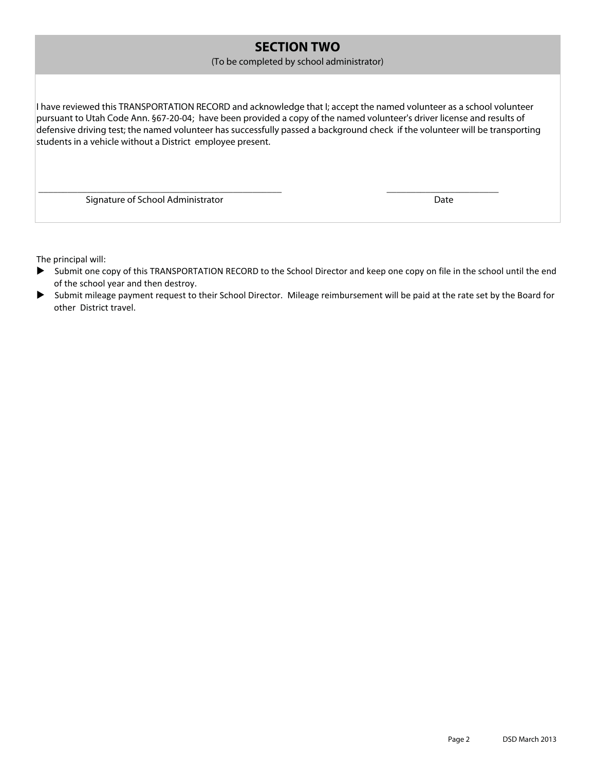## SECTION TWO

(To be completed by school administrator)

I have reviewed this TRANSPORTATION RECORD and acknowledge that I; accept the named volunteer as a school volunteer pursuant to Utah Code Ann. §67-20-04; have been provided a copy of the named volunteer's driver license and results of defensive driving test; the named volunteer has successfully passed a background check if the volunteer will be transporting students in a vehicle without a District employee present.

_______________________________________________ Signature of School Administrator

______________________ Date

The principal will:

- Submit one copy of this TRANSPORTATION RECORD to the School Director and keep one copy on file in the school until the end of the school year and then destroy.
- Submit mileage payment request to their School Director. Mileage reimbursement will be paid at the rate set by the Board for other District travel.